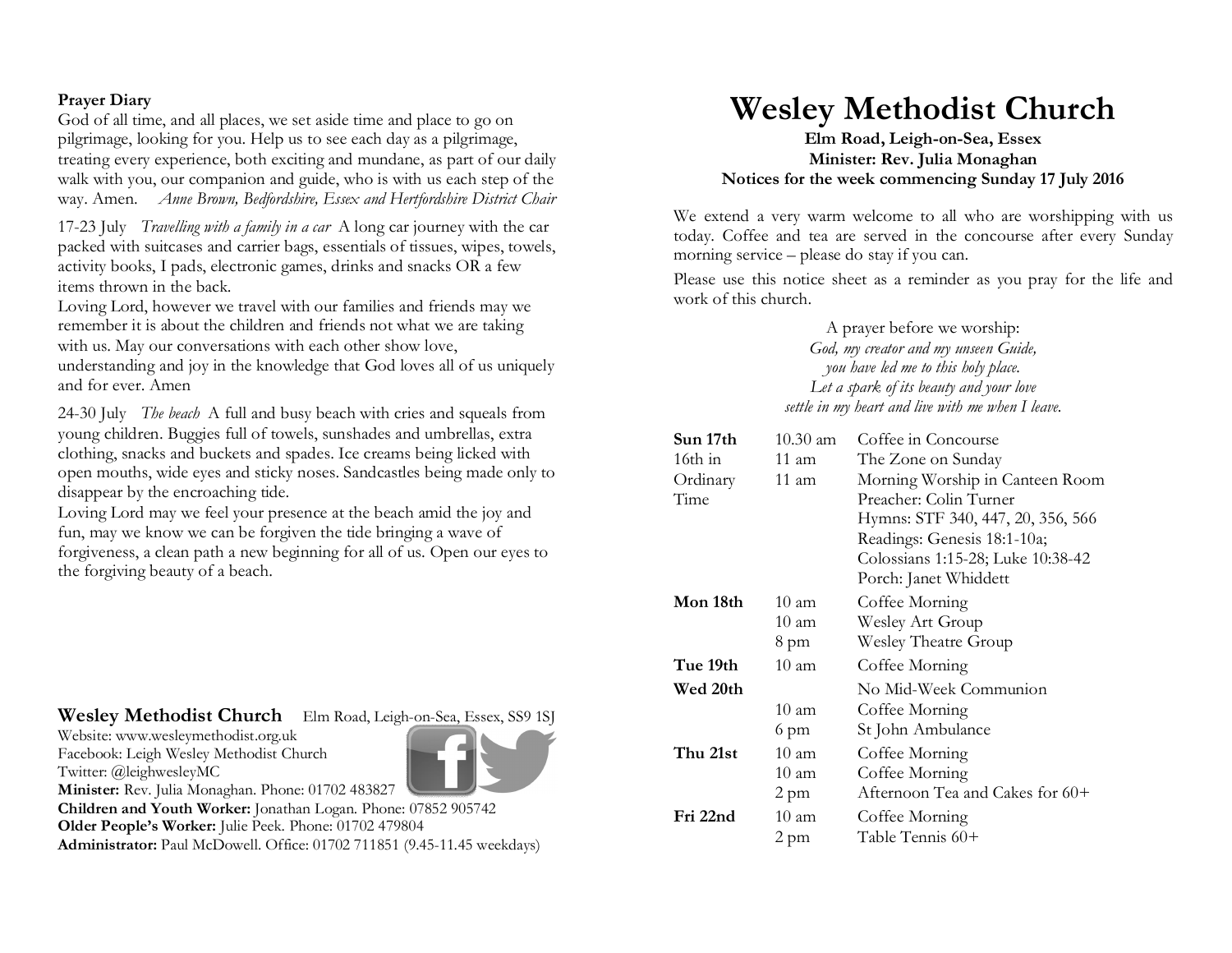**Prayer Diary**

God of all time, and all places, we set aside time and place to go on pilgrimage, looking for you. Help us to see each day as a pilgrimage, treating every experience, both exciting and mundane, as part of our daily walk with you, our companion and guide, who is with us each step of the way. Amen. *Anne Brown, Bedfordshire, Essex and Hertfordshire District Chair*

17-23 July *Travelling with a family in a car* A long car journey with the car packed with suitcases and carrier bags, essentials of tissues, wipes, towels, activity books, I pads, electronic games, drinks and snacks OR a few items thrown in the back.

Loving Lord, however we travel with our families and friends may we remember it is about the children and friends not what we are taking with us. May our conversations with each other show love, understanding and joy in the knowledge that God loves all of us uniquely and for ever. Amen

24-30 July *The beach* A full and busy beach with cries and squeals from young children. Buggies full of towels, sunshades and umbrellas, extra clothing, snacks and buckets and spades. Ice creams being licked with open mouths, wide eyes and sticky noses. Sandcastles being made only to disappear by the encroaching tide.

Loving Lord may we feel your presence at the beach amid the joy and fun, may we know we can be forgiven the tide bringing a wave of forgiveness, a clean path a new beginning for all of us. Open our eyes to the forgiving beauty of a beach.

**Wesley Methodist Church** Elm Road, Leigh-on-Sea, Essex, SS9 1SJ
Website: www.wesleymethodist.org.uk
Facebook: Leigh Wesley Methodist Church
Twitter: @leighwesleyMC
**Minister:** Rev. Julia Monaghan. Phone: 01702 483827
**Children and Youth Worker:** Jonathan Logan. Phone: 07852 905742
**Older People's Worker:** Julie Peek. Phone: 01702 479804
**Administrator:** Paul McDowell. Office: 01702 711851 (9.45-11.45 weekdays)

# Wesley Methodist Church

**Elm Road, Leigh-on-Sea, Essex**
**Minister: Rev. Julia Monaghan**
**Notices for the week commencing Sunday 17 July 2016**

We extend a very warm welcome to all who are worshipping with us today. Coffee and tea are served in the concourse after every Sunday morning service – please do stay if you can.

Please use this notice sheet as a reminder as you pray for the life and work of this church.

A prayer before we worship:
*God, my creator and my unseen Guide,*
*you have led me to this holy place.*
*Let a spark of its beauty and your love*
*settle in my heart and live with me when I leave.*

| | | |
|---|---|---|
| **Sun 17th** | 10.30 am | Coffee in Concourse |
| 16th in | 11 am | The Zone on Sunday |
| Ordinary | 11 am | Morning Worship in Canteen Room |
| Time | | Preacher: Colin Turner |
| | | Hymns: STF 340, 447, 20, 356, 566 |
| | | Readings: Genesis 18:1-10a; Colossians 1:15-28; Luke 10:38-42 |
| | | Porch: Janet Whiddett |
| **Mon 18th** | 10 am | Coffee Morning |
| | 10 am | Wesley Art Group |
| | 8 pm | Wesley Theatre Group |
| **Tue 19th** | 10 am | Coffee Morning |
| **Wed 20th** | | No Mid-Week Communion |
| | 10 am | Coffee Morning |
| | 6 pm | St John Ambulance |
| **Thu 21st** | 10 am | Coffee Morning |
| | 10 am | Coffee Morning |
| | 2 pm | Afternoon Tea and Cakes for 60+ |
| **Fri 22nd** | 10 am | Coffee Morning |
| | 2 pm | Table Tennis 60+ |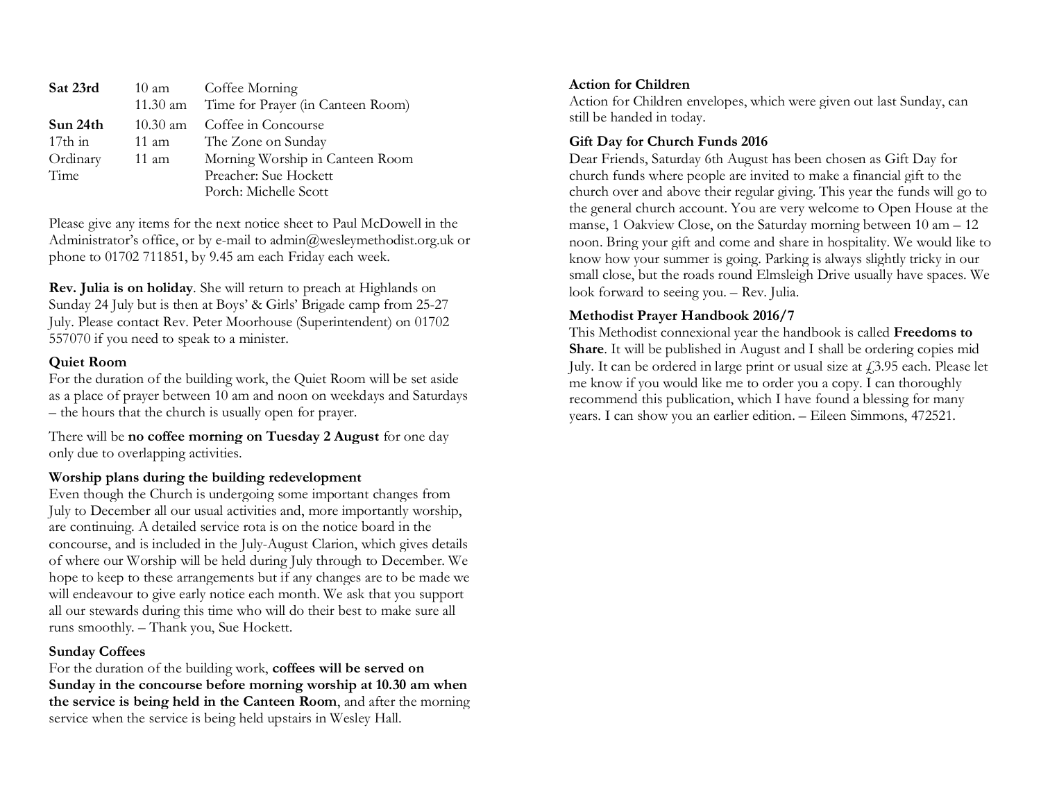| | | |
|---|---|---|
| **Sat 23rd** | 10 am | Coffee Morning |
| | 11.30 am | Time for Prayer (in Canteen Room) |
| **Sun 24th** | 10.30 am | Coffee in Concourse |
| 17th in | 11 am | The Zone on Sunday |
| Ordinary | 11 am | Morning Worship in Canteen Room |
| Time | | Preacher: Sue Hockett |
| | | Porch: Michelle Scott |

Please give any items for the next notice sheet to Paul McDowell in the Administrator's office, or by e-mail to admin@wesleymethodist.org.uk or phone to 01702 711851, by 9.45 am each Friday each week.

**Rev. Julia is on holiday**. She will return to preach at Highlands on Sunday 24 July but is then at Boys' & Girls' Brigade camp from 25-27 July. Please contact Rev. Peter Moorhouse (Superintendent) on 01702 557070 if you need to speak to a minister.

**Quiet Room**

For the duration of the building work, the Quiet Room will be set aside as a place of prayer between 10 am and noon on weekdays and Saturdays – the hours that the church is usually open for prayer.

There will be **no coffee morning on Tuesday 2 August** for one day only due to overlapping activities.

**Worship plans during the building redevelopment**

Even though the Church is undergoing some important changes from July to December all our usual activities and, more importantly worship, are continuing. A detailed service rota is on the notice board in the concourse, and is included in the July-August Clarion, which gives details of where our Worship will be held during July through to December. We hope to keep to these arrangements but if any changes are to be made we will endeavour to give early notice each month. We ask that you support all our stewards during this time who will do their best to make sure all runs smoothly. – Thank you, Sue Hockett.

**Sunday Coffees**

For the duration of the building work, **coffees will be served on Sunday in the concourse before morning worship at 10.30 am when the service is being held in the Canteen Room**, and after the morning service when the service is being held upstairs in Wesley Hall.

**Action for Children**

Action for Children envelopes, which were given out last Sunday, can still be handed in today.

**Gift Day for Church Funds 2016**

Dear Friends, Saturday 6th August has been chosen as Gift Day for church funds where people are invited to make a financial gift to the church over and above their regular giving. This year the funds will go to the general church account. You are very welcome to Open House at the manse, 1 Oakview Close, on the Saturday morning between 10 am – 12 noon. Bring your gift and come and share in hospitality. We would like to know how your summer is going. Parking is always slightly tricky in our small close, but the roads round Elmsleigh Drive usually have spaces. We look forward to seeing you. – Rev. Julia.

**Methodist Prayer Handbook 2016/7**

This Methodist connexional year the handbook is called **Freedoms to Share**. It will be published in August and I shall be ordering copies mid July. It can be ordered in large print or usual size at £3.95 each. Please let me know if you would like me to order you a copy. I can thoroughly recommend this publication, which I have found a blessing for many years. I can show you an earlier edition. – Eileen Simmons, 472521.